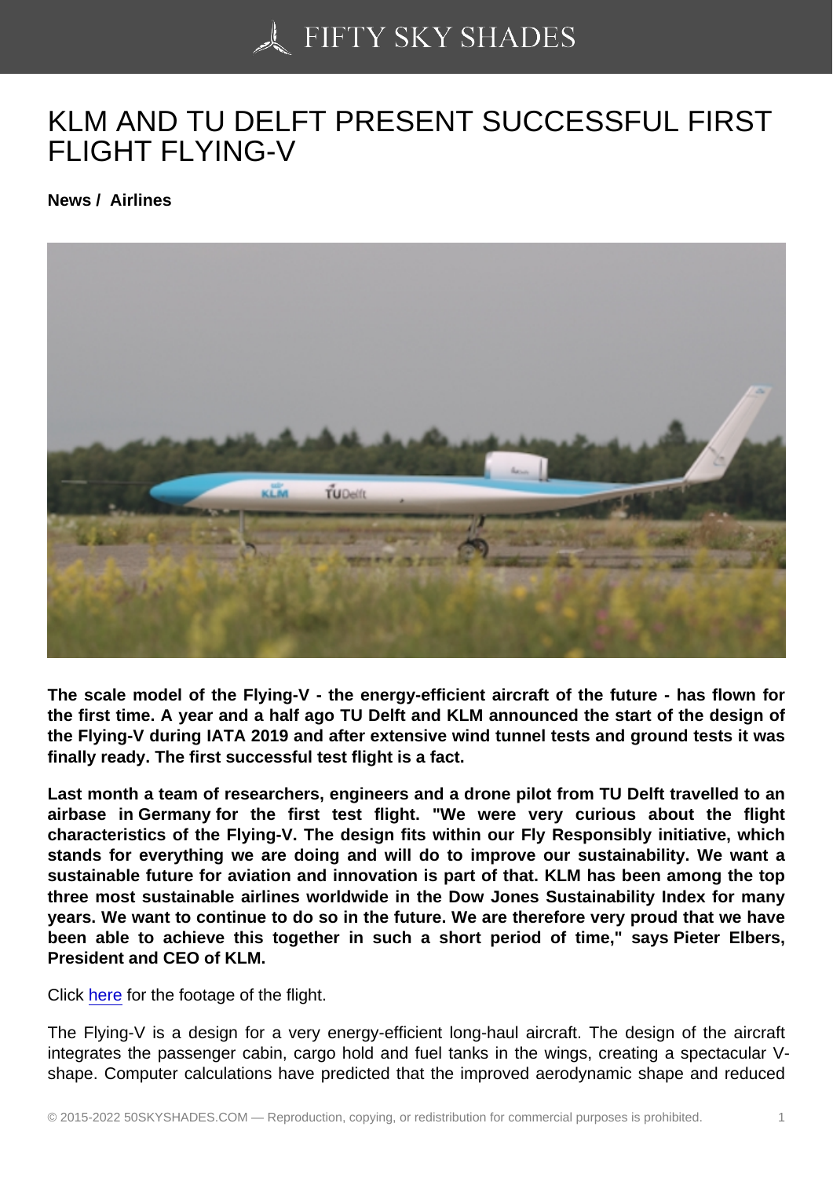# KLM AND TU DELFT PRESENT SUCCESSFUL FIRST FLIGHT FLYING-V

**News / Airlines**

**The scale model of the Flying-V - the energy-efficient aircraft of the future - has flown for the first time. A year and a half ago TU Delft and KLM announced the start of the design of the Flying-V during IATA 2019 and after extensive wind tunnel tests and ground tests it was finally ready. The first successful test flight is a fact.**

**Last month a team of researchers, engineers and a drone pilot from TU Delft travelled to an airbase in Germany for the first test flight. "We were very curious about the flight characteristics of the Flying-V. The design fits within our Fly Responsibly initiative, which stands for everything we are doing and will do to improve our sustainability. We want a sustainable future for aviation and innovation is part of that. KLM has been among the top three most sustainable airlines worldwide in the Dow Jones Sustainability Index for many years. We want to continue to do so in the future. We are therefore very proud that we have been able to achieve this together in such a short period of time," says Pieter Elbers, President and CEO of KLM.**

Click here for the footage of the flight.

The Flying-V is a design for a very energy-efficient long-haul aircraft. The design of the aircraft integrates the passenger cabin, cargo hold and fuel tanks in the wings, creating a spectacular V-shape. Computer calculations have predicted that the improved aerodynamic shape and reduced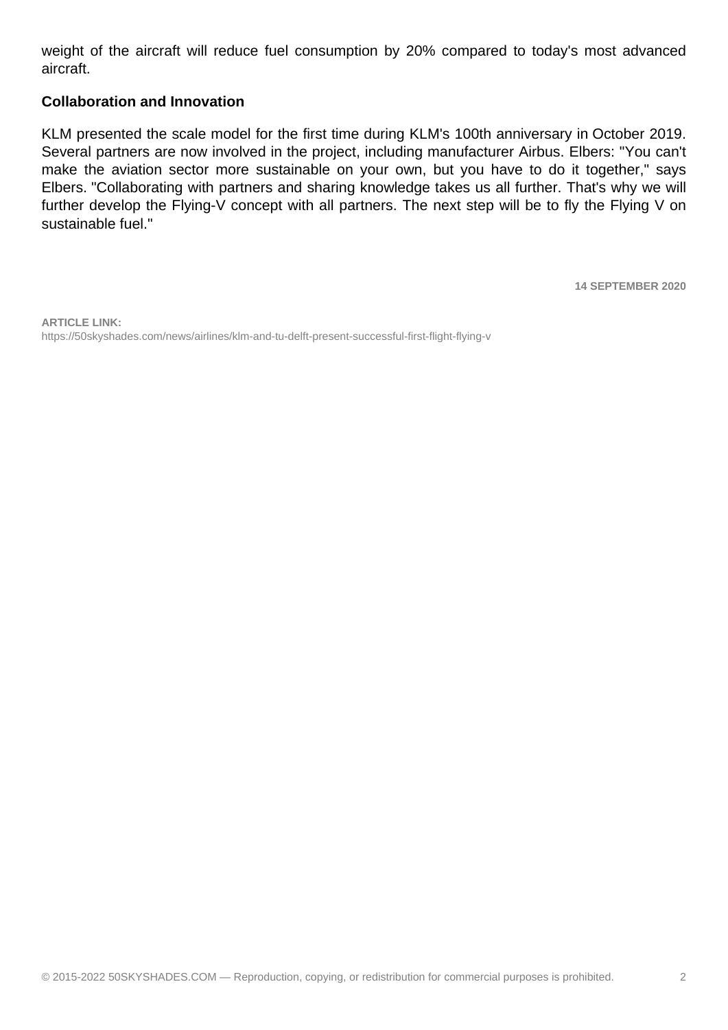weight of the aircraft will reduce fuel consumption by 20% compared to today's most advanced aircraft.

**Collaboration and Innovation**

KLM presented the scale model for the first time during KLM's 100th anniversary in October 2019. Several partners are now involved in the project, including manufacturer Airbus. Elbers: "You can't make the aviation sector more sustainable on your own, but you have to do it together," says Elbers. "Collaborating with partners and sharing knowledge takes us all further. That's why we will further develop the Flying-V concept with all partners. The next step will be to fly the Flying V on sustainable fuel."

**14 SEPTEMBER 2020**

**ARTICLE LINK:**
https://50skyshades.com/news/airlines/klm-and-tu-delft-present-successful-first-flight-flying-v